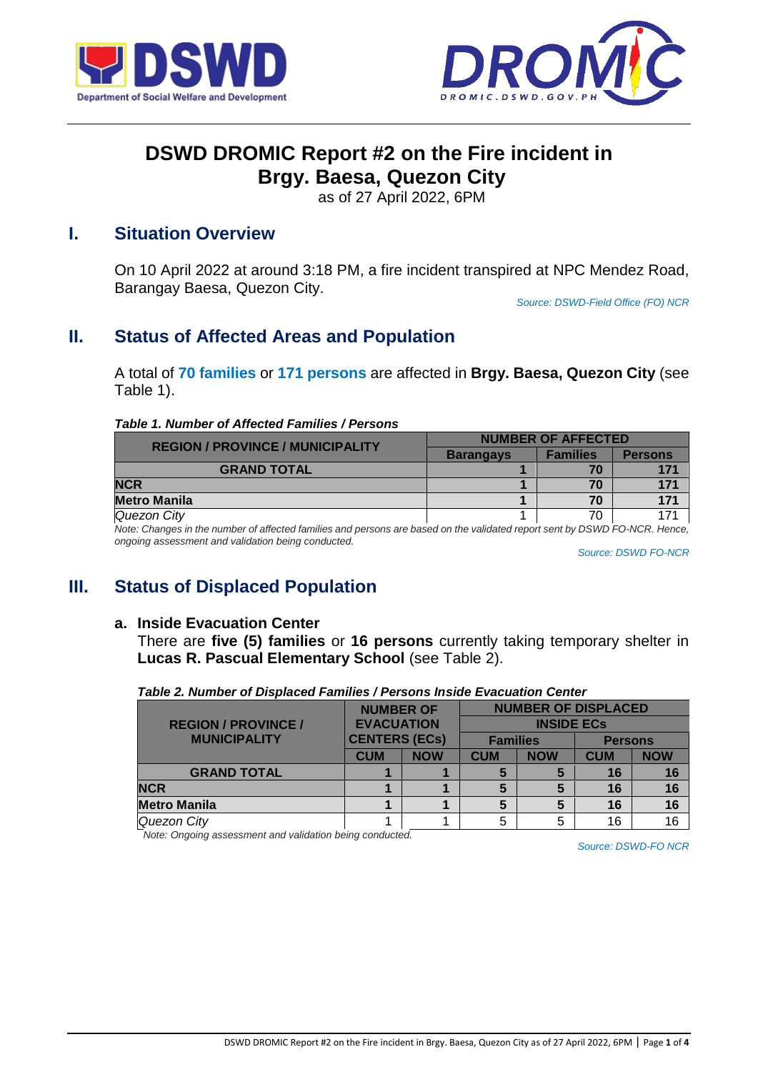# DSWD DROMIC Report #2 on the Fire incident in Brgy. Baesa, Quezon City

as of 27 April 2022, 6PM

## I. Situation Overview

On 10 April 2022 at around 3:18 PM, a fire incident transpired at NPC Mendez Road, Barangay Baesa, Quezon City.

*Source: DSWD-Field Office (FO) NCR*

## II. Status of Affected Areas and Population

A total of **70 families** or **171 persons** are affected in **Brgy. Baesa, Quezon City** (see Table 1).

***Table 1. Number of Affected Families / Persons***

| REGION / PROVINCE / MUNICIPALITY | NUMBER OF AFFECTED | | |
|---|---|---|---|
| | Barangays | Families | Persons |
| **GRAND TOTAL** | **1** | **70** | **171** |
| **NCR** | **1** | **70** | **171** |
| **Metro Manila** | **1** | **70** | **171** |
| *Quezon City* | 1 | 70 | 171 |

*Note: Changes in the number of affected families and persons are based on the validated report sent by DSWD FO-NCR. Hence, ongoing assessment and validation being conducted.*

*Source: DSWD FO-NCR*

## III. Status of Displaced Population

### a. Inside Evacuation Center

There are **five (5) families** or **16 persons** currently taking temporary shelter in **Lucas R. Pascual Elementary School** (see Table 2).

***Table 2. Number of Displaced Families / Persons Inside Evacuation Center***

| REGION / PROVINCE / MUNICIPALITY | NUMBER OF EVACUATION CENTERS (ECs) | | NUMBER OF DISPLACED INSIDE ECs | | | |
|---|---|---|---|---|---|---|
| | | | Families | | Persons | |
| | CUM | NOW | CUM | NOW | CUM | NOW |
| **GRAND TOTAL** | **1** | **1** | **5** | **5** | **16** | **16** |
| **NCR** | **1** | **1** | **5** | **5** | **16** | **16** |
| **Metro Manila** | **1** | **1** | **5** | **5** | **16** | **16** |
| *Quezon City* | 1 | 1 | 5 | 5 | 16 | 16 |

*Note: Ongoing assessment and validation being conducted.*

*Source: DSWD-FO NCR*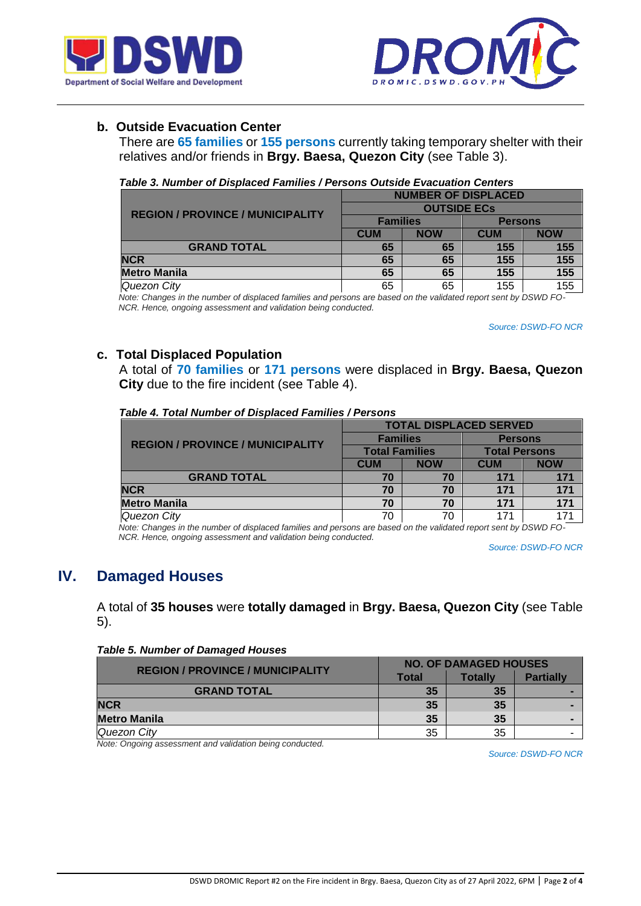### b. Outside Evacuation Center

There are **65 families** or **155 persons** currently taking temporary shelter with their relatives and/or friends in **Brgy. Baesa, Quezon City** (see Table 3).

***Table 3. Number of Displaced Families / Persons Outside Evacuation Centers***

| REGION / PROVINCE / MUNICIPALITY | NUMBER OF DISPLACED OUTSIDE ECs | | | |
|---|---|---|---|---|
| | Families | | Persons | |
| | CUM | NOW | CUM | NOW |
| **GRAND TOTAL** | **65** | **65** | **155** | **155** |
| **NCR** | **65** | **65** | **155** | **155** |
| **Metro Manila** | **65** | **65** | **155** | **155** |
| *Quezon City* | 65 | 65 | 155 | 155 |

*Note: Changes in the number of displaced families and persons are based on the validated report sent by DSWD FO-NCR. Hence, ongoing assessment and validation being conducted.*

*Source: DSWD-FO NCR*

### c. Total Displaced Population

A total of **70 families** or **171 persons** were displaced in **Brgy. Baesa, Quezon City** due to the fire incident (see Table 4).

***Table 4. Total Number of Displaced Families / Persons***

| REGION / PROVINCE / MUNICIPALITY | TOTAL DISPLACED SERVED | | | |
|---|---|---|---|---|
| | Families | | Persons | |
| | Total Families | | Total Persons | |
| | CUM | NOW | CUM | NOW |
| **GRAND TOTAL** | **70** | **70** | **171** | **171** |
| **NCR** | **70** | **70** | **171** | **171** |
| **Metro Manila** | **70** | **70** | **171** | **171** |
| *Quezon City* | 70 | 70 | 171 | 171 |

*Note: Changes in the number of displaced families and persons are based on the validated report sent by DSWD FO-NCR. Hence, ongoing assessment and validation being conducted.*

*Source: DSWD-FO NCR*

## IV. Damaged Houses

A total of **35 houses** were **totally damaged** in **Brgy. Baesa, Quezon City** (see Table 5).

***Table 5. Number of Damaged Houses***

| REGION / PROVINCE / MUNICIPALITY | NO. OF DAMAGED HOUSES | | |
|---|---|---|---|
| | Total | Totally | Partially |
| **GRAND TOTAL** | **35** | **35** | **-** |
| **NCR** | **35** | **35** | **-** |
| **Metro Manila** | **35** | **35** | **-** |
| *Quezon City* | 35 | 35 | - |

*Note: Ongoing assessment and validation being conducted.*

*Source: DSWD-FO NCR*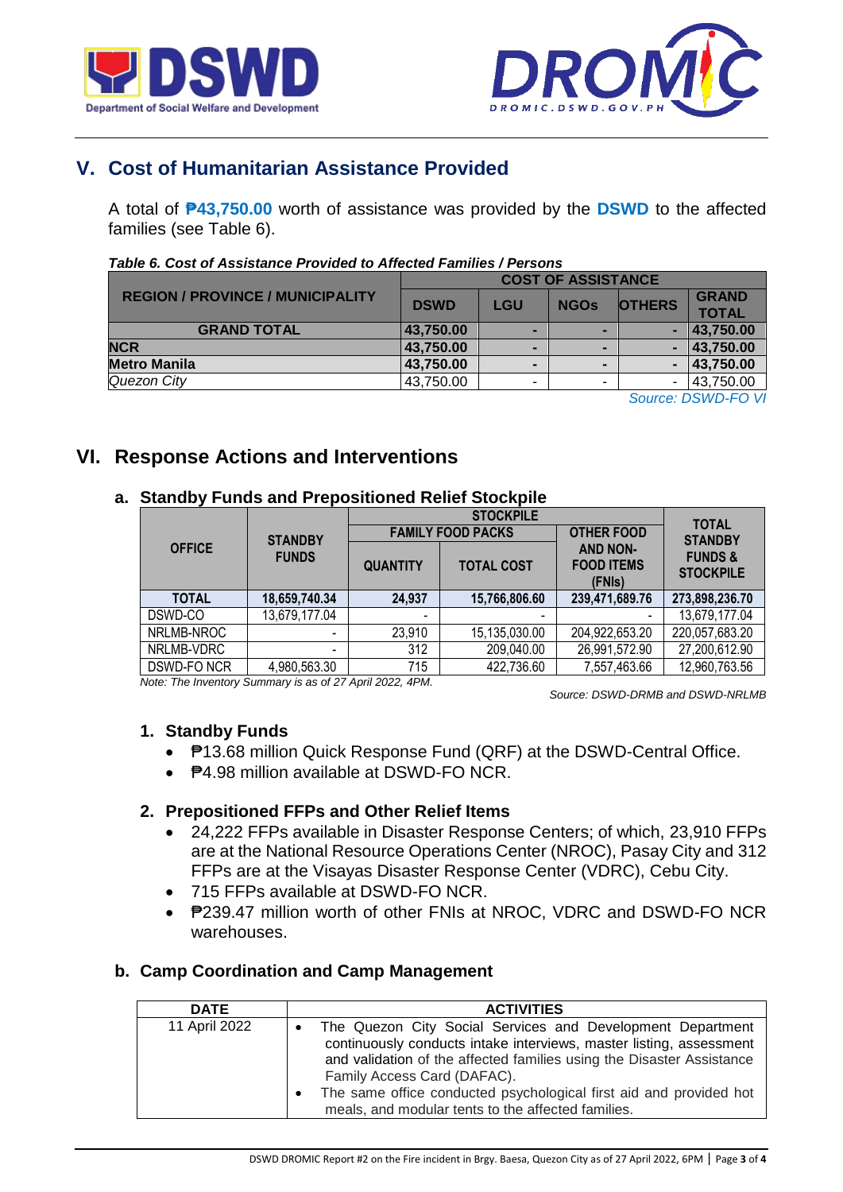## V. Cost of Humanitarian Assistance Provided

A total of **₱43,750.00** worth of assistance was provided by the **DSWD** to the affected families (see Table 6).

***Table 6. Cost of Assistance Provided to Affected Families / Persons***

| REGION / PROVINCE / MUNICIPALITY | COST OF ASSISTANCE | | | | |
|---|---|---|---|---|---|
| | DSWD | LGU | NGOs | OTHERS | GRAND TOTAL |
| **GRAND TOTAL** | **43,750.00** | **-** | **-** | **-** | **43,750.00** |
| **NCR** | **43,750.00** | **-** | **-** | **-** | **43,750.00** |
| **Metro Manila** | **43,750.00** | **-** | **-** | **-** | **43,750.00** |
| *Quezon City* | 43,750.00 | - | - | - | 43,750.00 |

*Source: DSWD-FO VI*

## VI. Response Actions and Interventions

### a. Standby Funds and Prepositioned Relief Stockpile

| OFFICE | STANDBY FUNDS | STOCKPILE | | | TOTAL STANDBY FUNDS & STOCKPILE |
|---|---|---|---|---|---|
| | | FAMILY FOOD PACKS | | OTHER FOOD AND NON-FOOD ITEMS (FNIs) | |
| | | QUANTITY | TOTAL COST | | |
| **TOTAL** | **18,659,740.34** | **24,937** | **15,766,806.60** | **239,471,689.76** | **273,898,236.70** |
| DSWD-CO | 13,679,177.04 | - | - | - | 13,679,177.04 |
| NRLMB-NROC | - | 23,910 | 15,135,030.00 | 204,922,653.20 | 220,057,683.20 |
| NRLMB-VDRC | - | 312 | 209,040.00 | 26,991,572.90 | 27,200,612.90 |
| DSWD-FO NCR | 4,980,563.30 | 715 | 422,736.60 | 7,557,463.66 | 12,960,763.56 |

*Note: The Inventory Summary is as of 27 April 2022, 4PM.*

*Source: DSWD-DRMB and DSWD-NRLMB*

#### 1. Standby Funds

- ₱13.68 million Quick Response Fund (QRF) at the DSWD-Central Office.
- ₱4.98 million available at DSWD-FO NCR.

#### 2. Prepositioned FFPs and Other Relief Items

- 24,222 FFPs available in Disaster Response Centers; of which, 23,910 FFPs are at the National Resource Operations Center (NROC), Pasay City and 312 FFPs are at the Visayas Disaster Response Center (VDRC), Cebu City.
- 715 FFPs available at DSWD-FO NCR.
- ₱239.47 million worth of other FNIs at NROC, VDRC and DSWD-FO NCR warehouses.

### b. Camp Coordination and Camp Management

| DATE | ACTIVITIES |
|---|---|
| 11 April 2022 | • The Quezon City Social Services and Development Department continuously conducts intake interviews, master listing, assessment and validation of the affected families using the Disaster Assistance Family Access Card (DAFAC). <br> • The same office conducted psychological first aid and provided hot meals, and modular tents to the affected families. |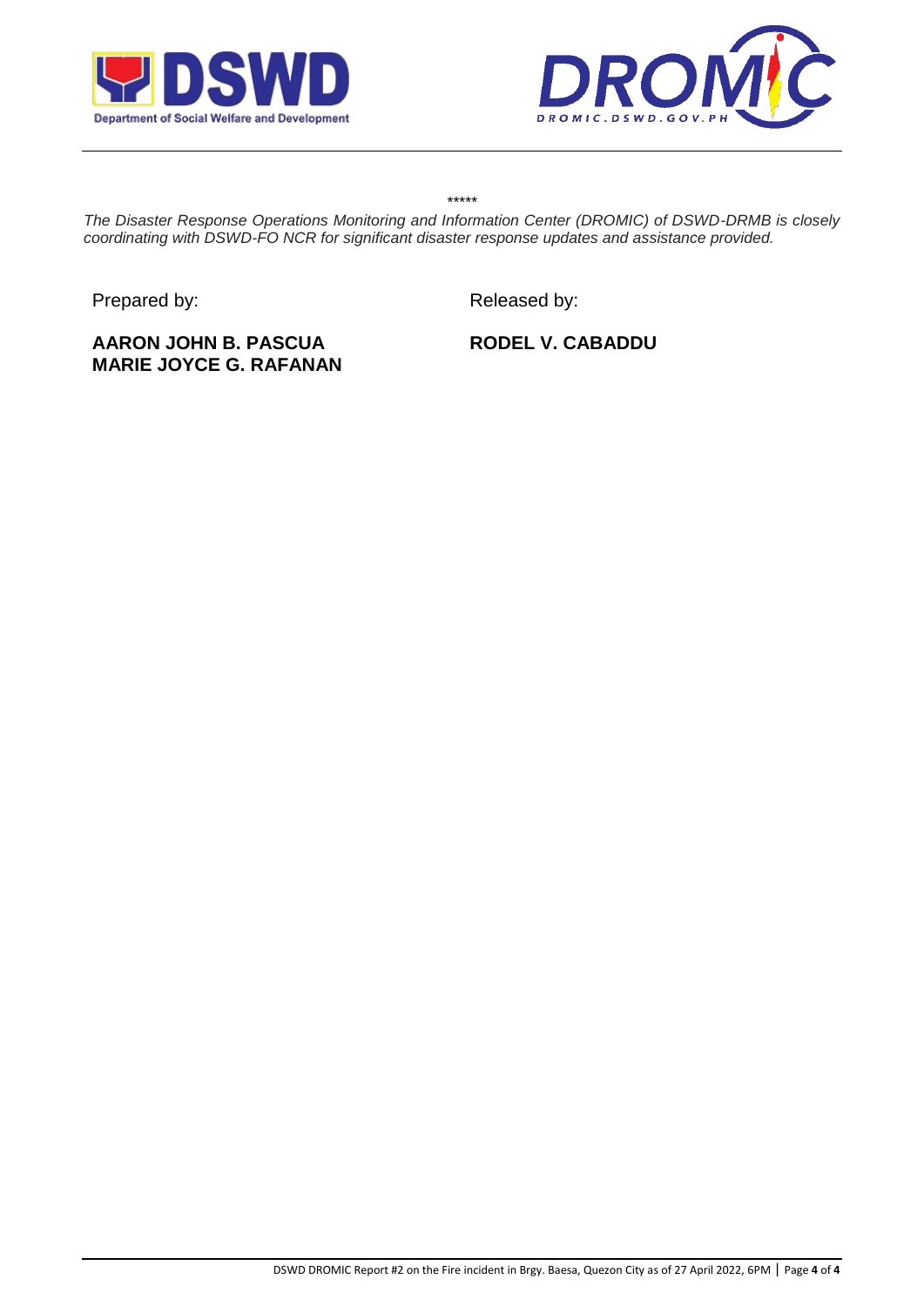*****

*The Disaster Response Operations Monitoring and Information Center (DROMIC) of DSWD-DRMB is closely coordinating with DSWD-FO NCR for significant disaster response updates and assistance provided.*

Prepared by:

**AARON JOHN B. PASCUA**
**MARIE JOYCE G. RAFANAN**

Released by:

**RODEL V. CABADDU**